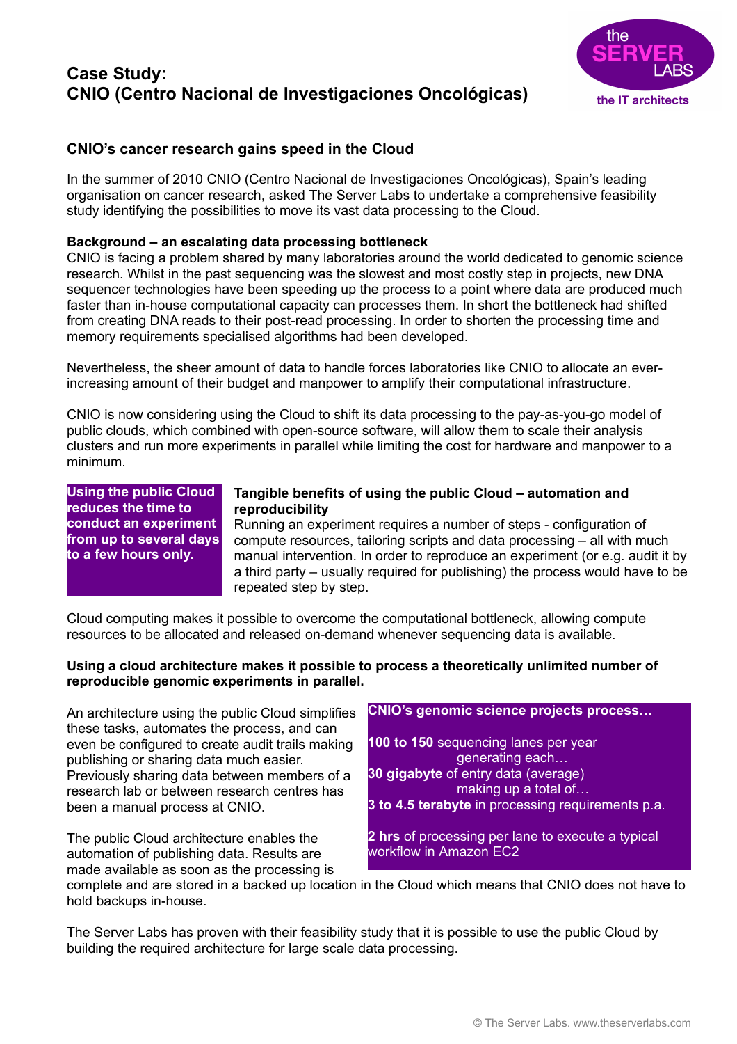# Case Study:
# CNIO (Centro Nacional de Investigaciones Oncológicas)

the SERVER LABS
the IT architects

## CNIO's cancer research gains speed in the Cloud

In the summer of 2010 CNIO (Centro Nacional de Investigaciones Oncológicas), Spain's leading organisation on cancer research, asked The Server Labs to undertake a comprehensive feasibility study identifying the possibilities to move its vast data processing to the Cloud.

### Background – an escalating data processing bottleneck

CNIO is facing a problem shared by many laboratories around the world dedicated to genomic science research. Whilst in the past sequencing was the slowest and most costly step in projects, new DNA sequencer technologies have been speeding up the process to a point where data are produced much faster than in-house computational capacity can processes them. In short the bottleneck had shifted from creating DNA reads to their post-read processing. In order to shorten the processing time and memory requirements specialised algorithms had been developed.

Nevertheless, the sheer amount of data to handle forces laboratories like CNIO to allocate an ever-increasing amount of their budget and manpower to amplify their computational infrastructure.

CNIO is now considering using the Cloud to shift its data processing to the pay-as-you-go model of public clouds, which combined with open-source software, will allow them to scale their analysis clusters and run more experiments in parallel while limiting the cost for hardware and manpower to a minimum.

**Using the public Cloud reduces the time to conduct an experiment from up to several days to a few hours only.**

### Tangible benefits of using the public Cloud – automation and reproducibility

Running an experiment requires a number of steps - configuration of compute resources, tailoring scripts and data processing – all with much manual intervention. In order to reproduce an experiment (or e.g. audit it by a third party – usually required for publishing) the process would have to be repeated step by step.

Cloud computing makes it possible to overcome the computational bottleneck, allowing compute resources to be allocated and released on-demand whenever sequencing data is available.

**Using a cloud architecture makes it possible to process a theoretically unlimited number of reproducible genomic experiments in parallel.**

An architecture using the public Cloud simplifies these tasks, automates the process, and can even be configured to create audit trails making publishing or sharing data much easier. Previously sharing data between members of a research lab or between research centres has been a manual process at CNIO.

The public Cloud architecture enables the automation of publishing data. Results are made available as soon as the processing is complete and are stored in a backed up location in the Cloud which means that CNIO does not have to hold backups in-house.

**CNIO's genomic science projects process…**

**100 to 150** sequencing lanes per year
generating each…
**30 gigabyte** of entry data (average)
making up a total of…
**3 to 4.5 terabyte** in processing requirements p.a.

**2 hrs** of processing per lane to execute a typical workflow in Amazon EC2

The Server Labs has proven with their feasibility study that it is possible to use the public Cloud by building the required architecture for large scale data processing.

© The Server Labs. www.theserverlabs.com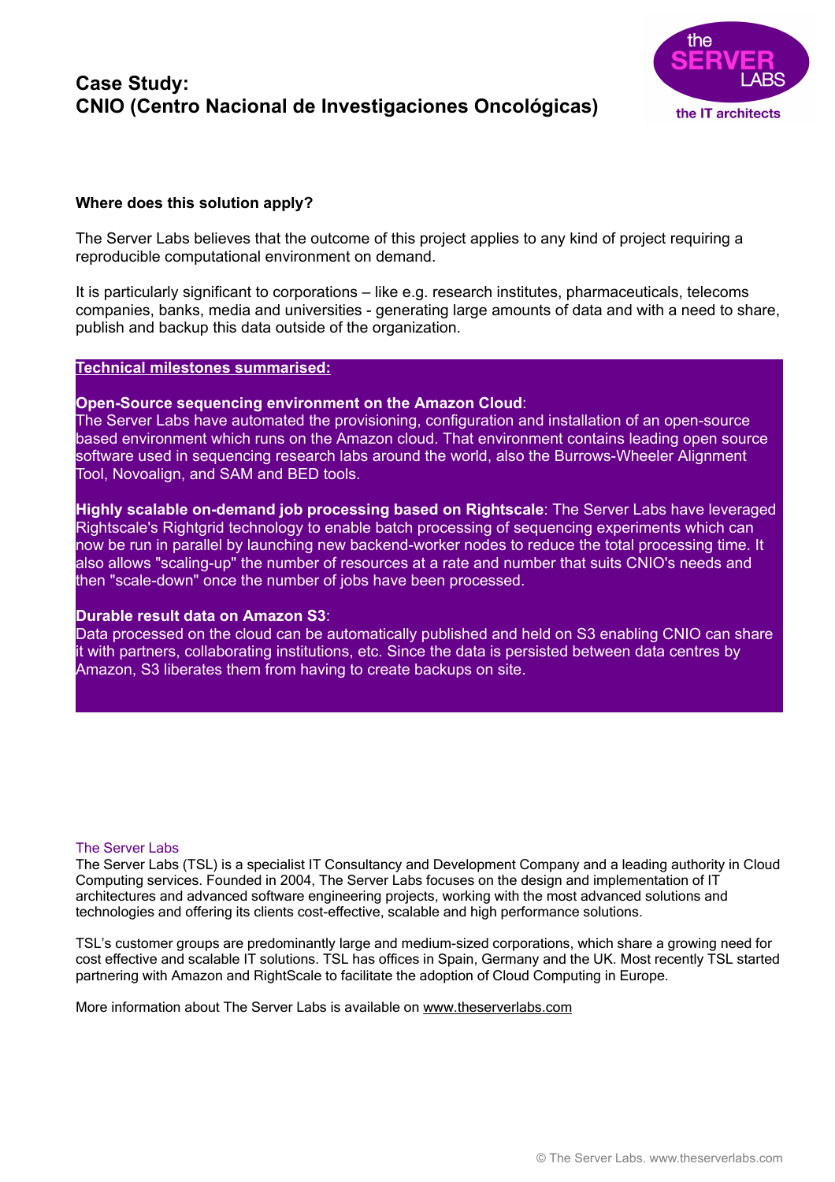# Case Study:
# CNIO (Centro Nacional de Investigaciones Oncológicas)

the SERVER LABS
the IT architects

**Where does this solution apply?**

The Server Labs believes that the outcome of this project applies to any kind of project requiring a reproducible computational environment on demand.

It is particularly significant to corporations – like e.g. research institutes, pharmaceuticals, telecoms companies, banks, media and universities - generating large amounts of data and with a need to share, publish and backup this data outside of the organization.

**Technical milestones summarised:**

**Open-Source sequencing environment on the Amazon Cloud**:
The Server Labs have automated the provisioning, configuration and installation of an open-source based environment which runs on the Amazon cloud. That environment contains leading open source software used in sequencing research labs around the world, also the Burrows-Wheeler Alignment Tool, Novoalign, and SAM and BED tools.

**Highly scalable on-demand job processing based on Rightscale**: The Server Labs have leveraged Rightscale's Rightgrid technology to enable batch processing of sequencing experiments which can now be run in parallel by launching new backend-worker nodes to reduce the total processing time. It also allows "scaling-up" the number of resources at a rate and number that suits CNIO's needs and then "scale-down" once the number of jobs have been processed.

**Durable result data on Amazon S3**:
Data processed on the cloud can be automatically published and held on S3 enabling CNIO can share it with partners, collaborating institutions, etc. Since the data is persisted between data centres by Amazon, S3 liberates them from having to create backups on site.

The Server Labs
The Server Labs (TSL) is a specialist IT Consultancy and Development Company and a leading authority in Cloud Computing services. Founded in 2004, The Server Labs focuses on the design and implementation of IT architectures and advanced software engineering projects, working with the most advanced solutions and technologies and offering its clients cost-effective, scalable and high performance solutions.

TSL's customer groups are predominantly large and medium-sized corporations, which share a growing need for cost effective and scalable IT solutions. TSL has offices in Spain, Germany and the UK. Most recently TSL started partnering with Amazon and RightScale to facilitate the adoption of Cloud Computing in Europe.

More information about The Server Labs is available on www.theserverlabs.com